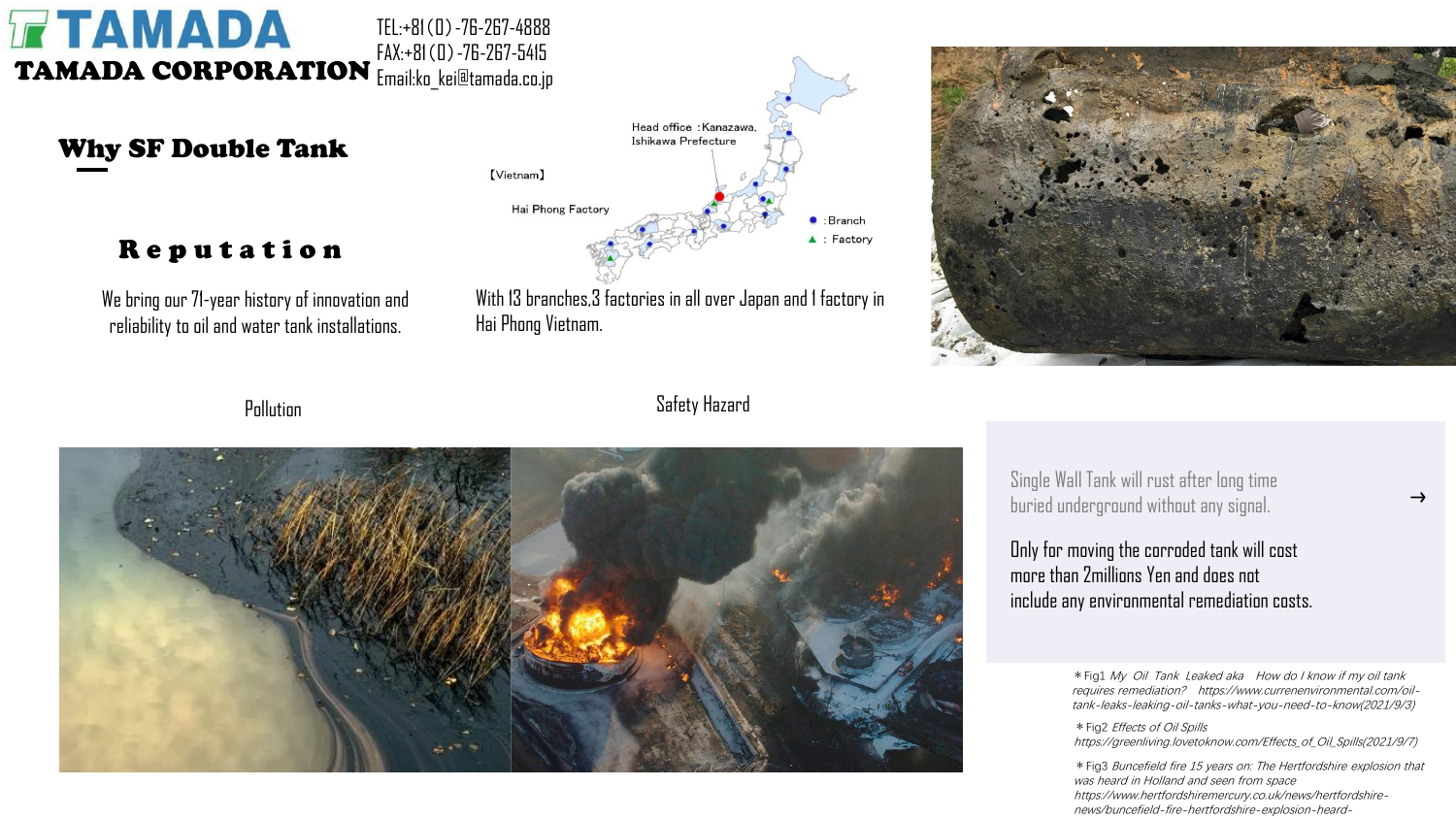# TAMADA

**TAMADA CORPORATION**

TEL:+81(0)-76-267-4888
FAX:+81(0)-76-267-5415
Email:ko_kei@tamada.co.jp

## Why SF Double Tank

### Reputation

We bring our 71-year history of innovation and reliability to oil and water tank installations.

Head office : Kanazawa, Ishikawa Prefecture

【Vietnam】

Hai Phong Factory

● : Branch
▲ : Factory

With 13 branches,3 factories in all over Japan and 1 factory in Hai Phong Vietnam.

Pollution

Safety Hazard

Single Wall Tank will rust after long time buried underground without any signal.

Only for moving the corroded tank will cost more than 2millions Yen and does not include any environmental remediation costs.

→

＊Fig1 *My Oil Tank Leaked aka How do I know if my oil tank requires remediation?* https://www.currenenvironmental.com/oil-tank-leaks-leaking-oil-tanks-what-you-need-to-know(2021/9/3)

＊Fig2 *Effects of Oil Spills* https://greenliving.lovetoknow.com/Effects_of_Oil_Spills(2021/9/7)

＊Fig3 *Buncefield fire 15 years on: The Hertfordshire explosion that was heard in Holland and seen from space* https://www.hertfordshiremercury.co.uk/news/hertfordshire-news/buncefield-fire-hertfordshire-explosion-heard-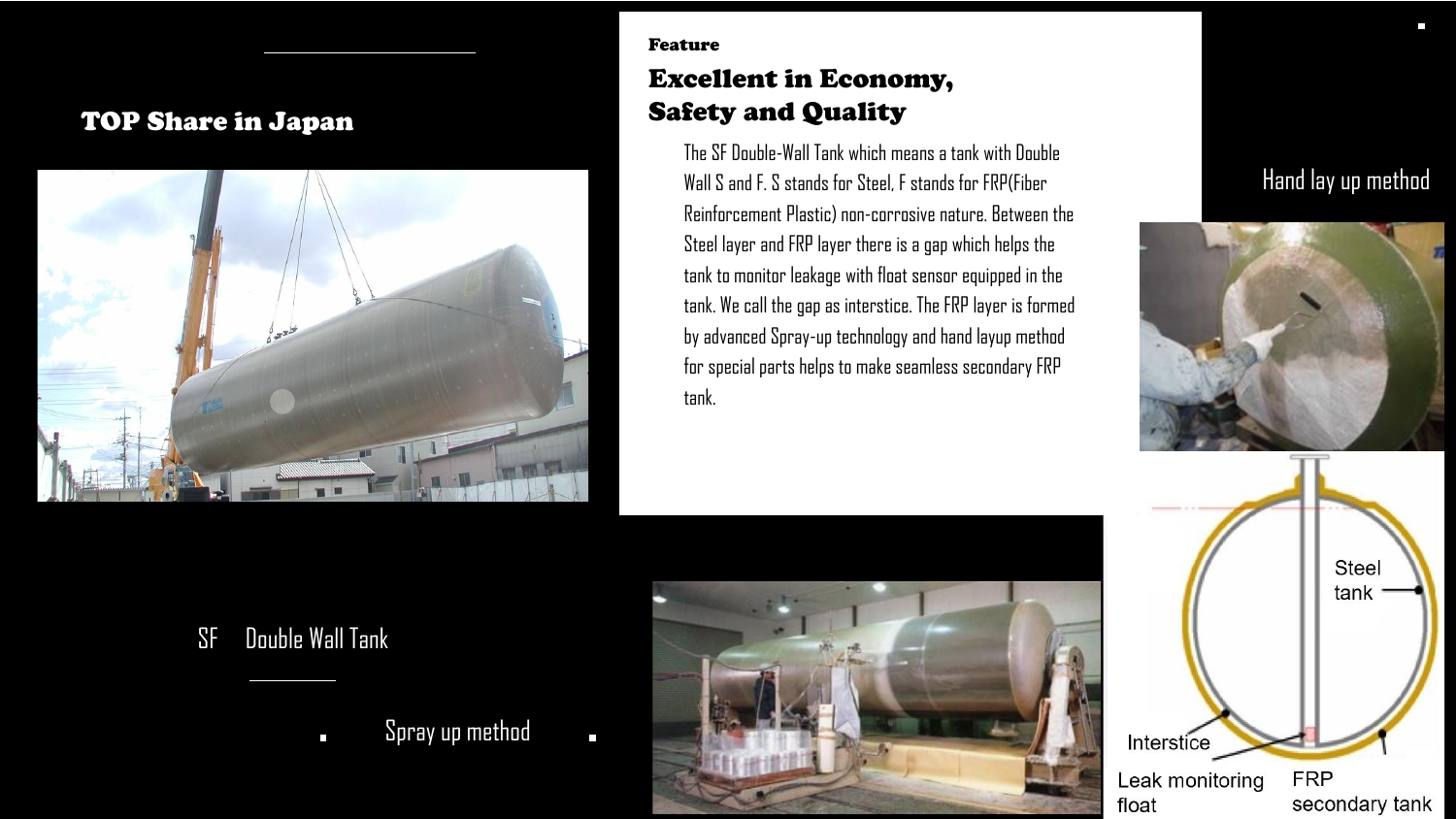## TOP Share in Japan

SF Double Wall Tank

Spray up method

### Feature

## Excellent in Economy, Safety and Quality

The SF Double-Wall Tank which means a tank with Double Wall S and F. S stands for Steel, F stands for FRP(Fiber Reinforcement Plastic) non-corrosive nature. Between the Steel layer and FRP layer there is a gap which helps the tank to monitor leakage with float sensor equipped in the tank. We call the gap as interstice. The FRP layer is formed by advanced Spray-up technology and hand layup method for special parts helps to make seamless secondary FRP tank.

Hand lay up method

Steel tank

Interstice

Leak monitoring float

FRP secondary tank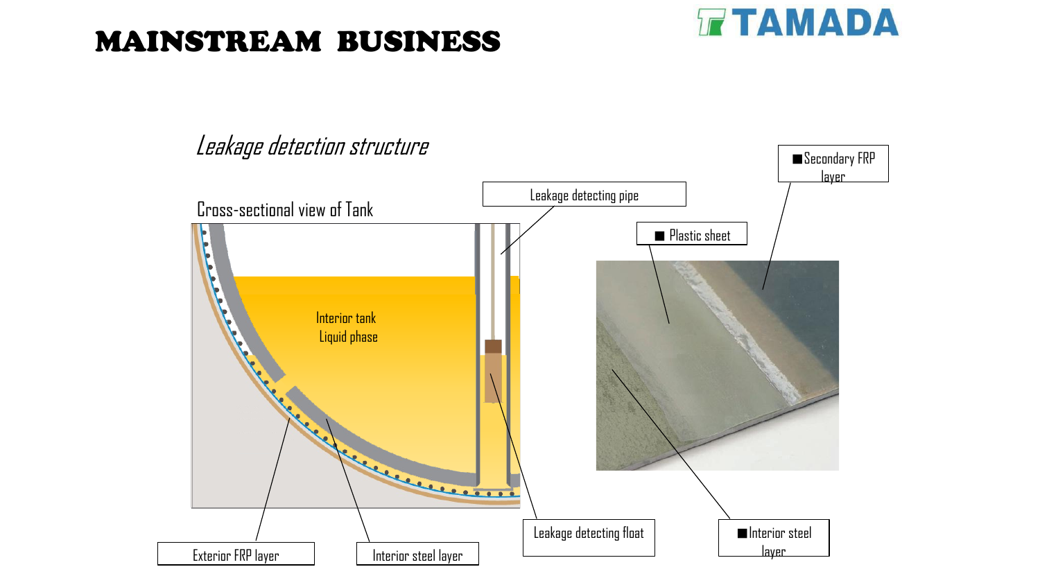# MAINSTREAM BUSINESS

TAMADA

*Leakage detection structure*

Cross-sectional view of Tank

Interior tank
Liquid phase

Leakage detecting pipe

Leakage detecting float

Exterior FRP layer

Interior steel layer

■ Secondary FRP layer

■ Plastic sheet

■ Interior steel layer